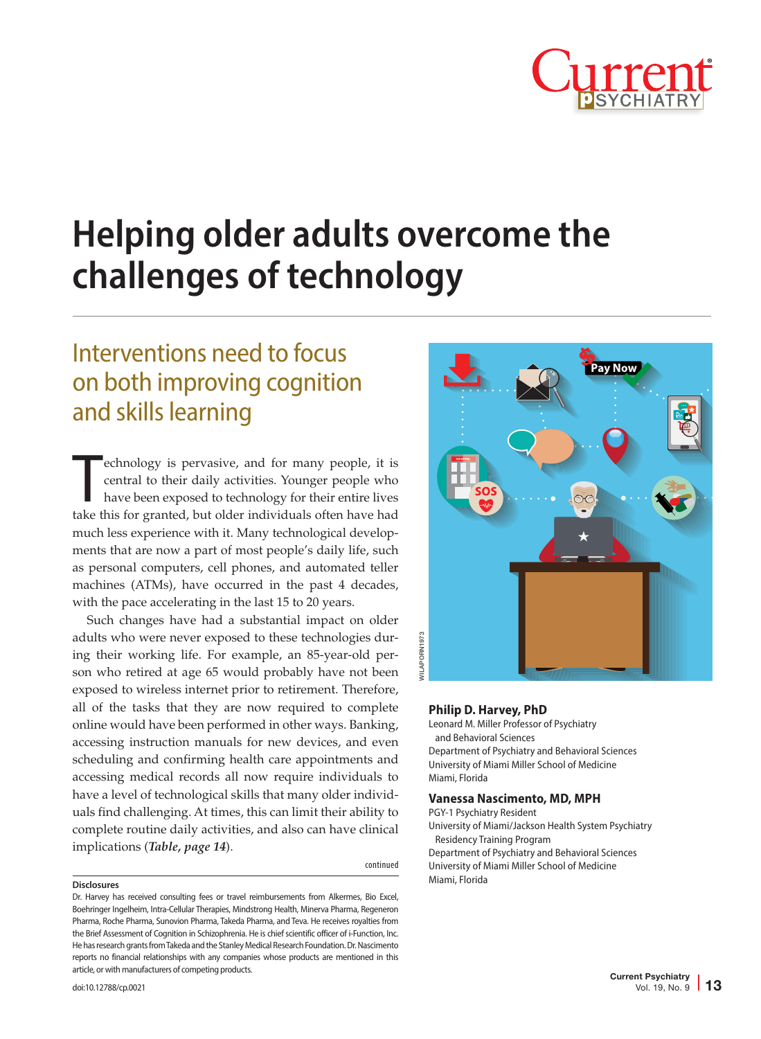# Helping older adults overcome the challenges of technology

## Interventions need to focus on both improving cognition and skills learning

Technology is pervasive, and for many people, it is central to their daily activities. Younger people who have been exposed to technology for their entire lives take this for granted, but older individuals often have had much less experience with it. Many technological developments that are now a part of most people's daily life, such as personal computers, cell phones, and automated teller machines (ATMs), have occurred in the past 4 decades, with the pace accelerating in the last 15 to 20 years.

Such changes have had a substantial impact on older adults who were never exposed to these technologies during their working life. For example, an 85-year-old person who retired at age 65 would probably have not been exposed to wireless internet prior to retirement. Therefore, all of the tasks that they are now required to complete online would have been performed in other ways. Banking, accessing instruction manuals for new devices, and even scheduling and confirming health care appointments and accessing medical records all now require individuals to have a level of technological skills that many older individuals find challenging. At times, this can limit their ability to complete routine daily activities, and also can have clinical implications (***Table, page 14***).

continued

**Philip D. Harvey, PhD**
Leonard M. Miller Professor of Psychiatry and Behavioral Sciences
Department of Psychiatry and Behavioral Sciences
University of Miami Miller School of Medicine
Miami, Florida

**Vanessa Nascimento, MD, MPH**
PGY-1 Psychiatry Resident
University of Miami/Jackson Health System Psychiatry Residency Training Program
Department of Psychiatry and Behavioral Sciences
University of Miami Miller School of Medicine
Miami, Florida

**Disclosures**

Dr. Harvey has received consulting fees or travel reimbursements from Alkermes, Bio Excel, Boehringer Ingelheim, Intra-Cellular Therapies, Mindstrong Health, Minerva Pharma, Regeneron Pharma, Roche Pharma, Sunovion Pharma, Takeda Pharma, and Teva. He receives royalties from the Brief Assessment of Cognition in Schizophrenia. He is chief scientific officer of i-Function, Inc. He has research grants from Takeda and the Stanley Medical Research Foundation. Dr. Nascimento reports no financial relationships with any companies whose products are mentioned in this article, or with manufacturers of competing products.

doi:10.12788/cp.0021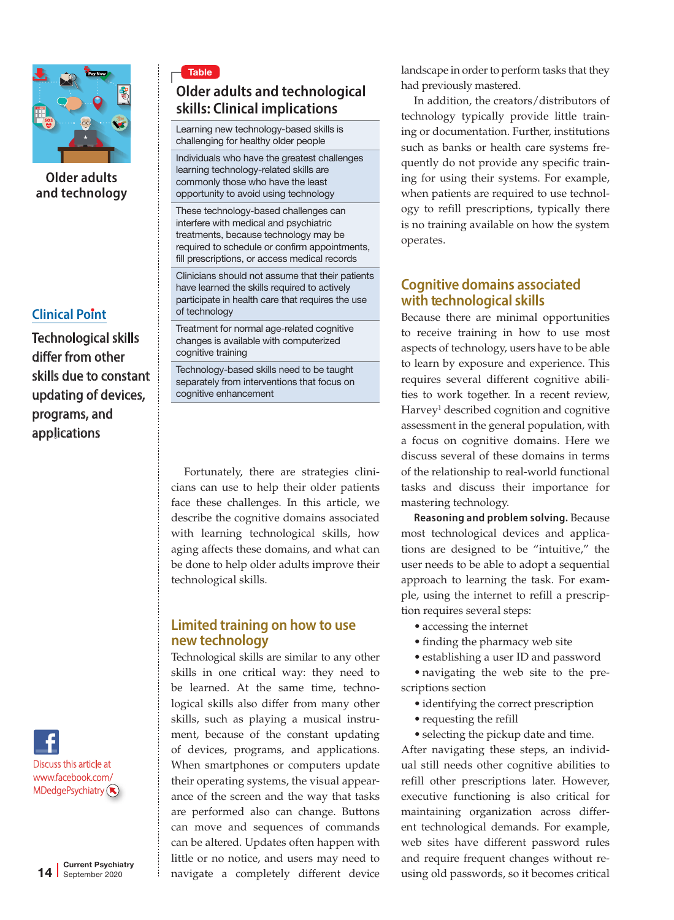Older adults and technology

## Clinical Point

Technological skills differ from other skills due to constant updating of devices, programs, and applications

Discuss this article at www.facebook.com/MDedgePsychiatry

**Table**

### Older adults and technological skills: Clinical implications

| |
|---|
| Learning new technology-based skills is challenging for healthy older people |
| Individuals who have the greatest challenges learning technology-related skills are commonly those who have the least opportunity to avoid using technology |
| These technology-based challenges can interfere with medical and psychiatric treatments, because technology may be required to schedule or confirm appointments, fill prescriptions, or access medical records |
| Clinicians should not assume that their patients have learned the skills required to actively participate in health care that requires the use of technology |
| Treatment for normal age-related cognitive changes is available with computerized cognitive training |
| Technology-based skills need to be taught separately from interventions that focus on cognitive enhancement |

Fortunately, there are strategies clinicians can use to help their older patients face these challenges. In this article, we describe the cognitive domains associated with learning technological skills, how aging affects these domains, and what can be done to help older adults improve their technological skills.

## Limited training on how to use new technology

Technological skills are similar to any other skills in one critical way: they need to be learned. At the same time, technological skills also differ from many other skills, such as playing a musical instrument, because of the constant updating of devices, programs, and applications. When smartphones or computers update their operating systems, the visual appearance of the screen and the way that tasks are performed also can change. Buttons can move and sequences of commands can be altered. Updates often happen with little or no notice, and users may need to navigate a completely different device landscape in order to perform tasks that they had previously mastered.

In addition, the creators/distributors of technology typically provide little training or documentation. Further, institutions such as banks or health care systems frequently do not provide any specific training for using their systems. For example, when patients are required to use technology to refill prescriptions, typically there is no training available on how the system operates.

## Cognitive domains associated with technological skills

Because there are minimal opportunities to receive training in how to use most aspects of technology, users have to be able to learn by exposure and experience. This requires several different cognitive abilities to work together. In a recent review, Harvey[1] described cognition and cognitive assessment in the general population, with a focus on cognitive domains. Here we discuss several of these domains in terms of the relationship to real-world functional tasks and discuss their importance for mastering technology.

**Reasoning and problem solving.** Because most technological devices and applications are designed to be "intuitive," the user needs to be able to adopt a sequential approach to learning the task. For example, using the internet to refill a prescription requires several steps:

- accessing the internet
- finding the pharmacy web site
- establishing a user ID and password
- navigating the web site to the prescriptions section
- identifying the correct prescription
- requesting the refill
- selecting the pickup date and time.

After navigating these steps, an individual still needs other cognitive abilities to refill other prescriptions later. However, executive functioning is also critical for maintaining organization across different technological demands. For example, web sites have different password rules and require frequent changes without reusing old passwords, so it becomes critical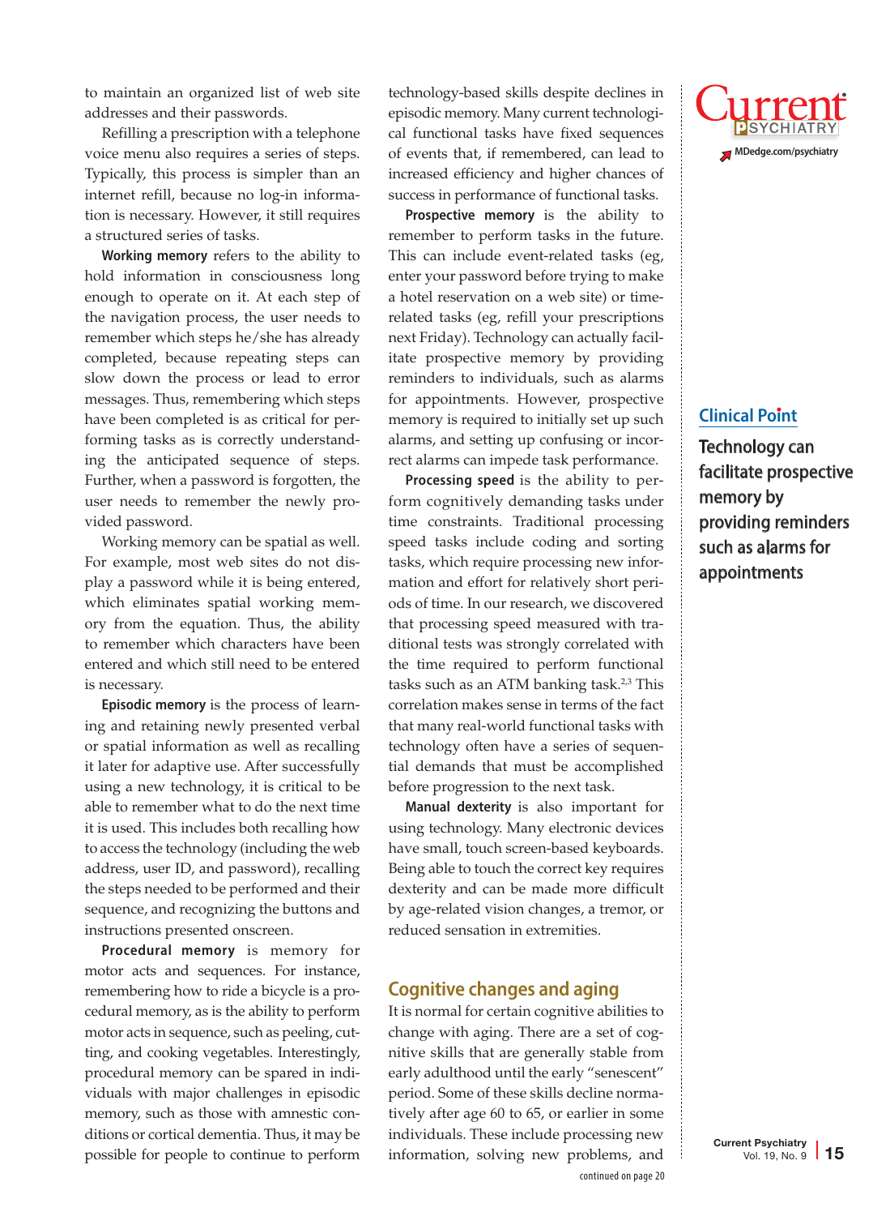to maintain an organized list of web site addresses and their passwords.

Refilling a prescription with a telephone voice menu also requires a series of steps. Typically, this process is simpler than an internet refill, because no log-in information is necessary. However, it still requires a structured series of tasks.

**Working memory** refers to the ability to hold information in consciousness long enough to operate on it. At each step of the navigation process, the user needs to remember which steps he/she has already completed, because repeating steps can slow down the process or lead to error messages. Thus, remembering which steps have been completed is as critical for performing tasks as is correctly understanding the anticipated sequence of steps. Further, when a password is forgotten, the user needs to remember the newly provided password.

Working memory can be spatial as well. For example, most web sites do not display a password while it is being entered, which eliminates spatial working memory from the equation. Thus, the ability to remember which characters have been entered and which still need to be entered is necessary.

**Episodic memory** is the process of learning and retaining newly presented verbal or spatial information as well as recalling it later for adaptive use. After successfully using a new technology, it is critical to be able to remember what to do the next time it is used. This includes both recalling how to access the technology (including the web address, user ID, and password), recalling the steps needed to be performed and their sequence, and recognizing the buttons and instructions presented onscreen.

**Procedural memory** is memory for motor acts and sequences. For instance, remembering how to ride a bicycle is a procedural memory, as is the ability to perform motor acts in sequence, such as peeling, cutting, and cooking vegetables. Interestingly, procedural memory can be spared in individuals with major challenges in episodic memory, such as those with amnestic conditions or cortical dementia. Thus, it may be possible for people to continue to perform technology-based skills despite declines in episodic memory. Many current technological functional tasks have fixed sequences of events that, if remembered, can lead to increased efficiency and higher chances of success in performance of functional tasks.

**Prospective memory** is the ability to remember to perform tasks in the future. This can include event-related tasks (eg, enter your password before trying to make a hotel reservation on a web site) or time-related tasks (eg, refill your prescriptions next Friday). Technology can actually facilitate prospective memory by providing reminders to individuals, such as alarms for appointments. However, prospective memory is required to initially set up such alarms, and setting up confusing or incorrect alarms can impede task performance.

**Processing speed** is the ability to perform cognitively demanding tasks under time constraints. Traditional processing speed tasks include coding and sorting tasks, which require processing new information and effort for relatively short periods of time. In our research, we discovered that processing speed measured with traditional tests was strongly correlated with the time required to perform functional tasks such as an ATM banking task.[2,3] This correlation makes sense in terms of the fact that many real-world functional tasks with technology often have a series of sequential demands that must be accomplished before progression to the next task.

**Manual dexterity** is also important for using technology. Many electronic devices have small, touch screen-based keyboards. Being able to touch the correct key requires dexterity and can be made more difficult by age-related vision changes, a tremor, or reduced sensation in extremities.

**Clinical Point**

Technology can facilitate prospective memory by providing reminders such as alarms for appointments

## Cognitive changes and aging

It is normal for certain cognitive abilities to change with aging. There are a set of cognitive skills that are generally stable from early adulthood until the early "senescent" period. Some of these skills decline normatively after age 60 to 65, or earlier in some individuals. These include processing new information, solving new problems, and

continued on page 20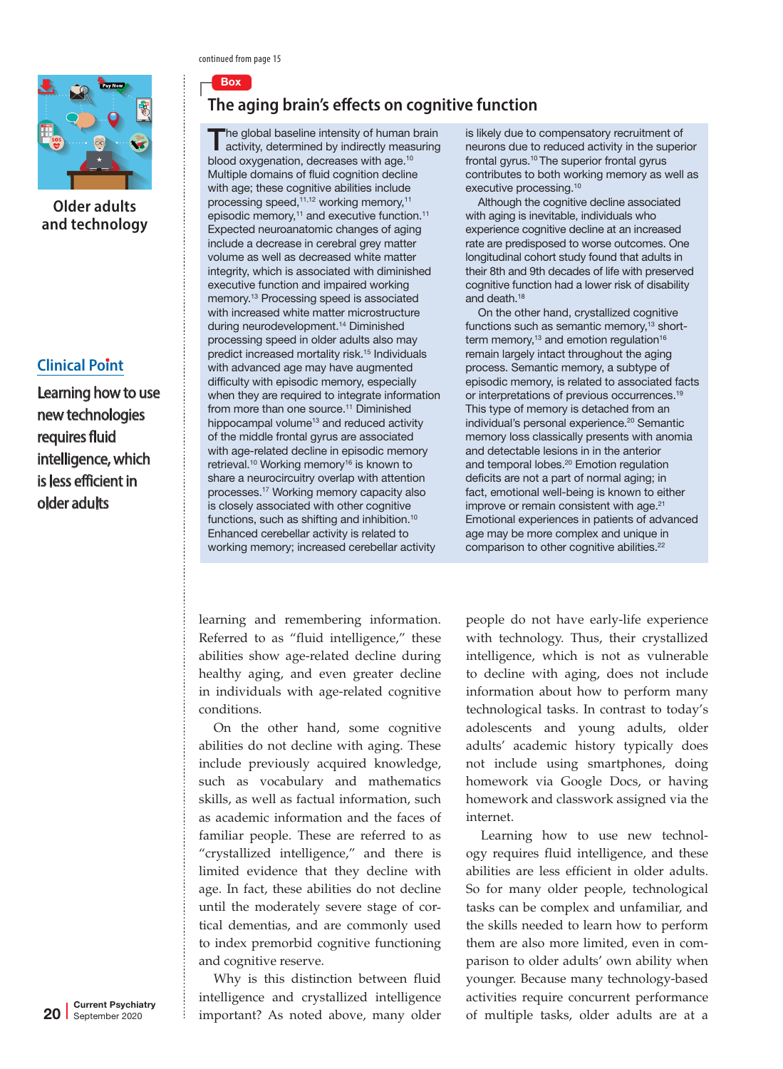continued from page 15

Box

## The aging brain's effects on cognitive function

The global baseline intensity of human brain activity, determined by indirectly measuring blood oxygenation, decreases with age.[10] Multiple domains of fluid cognition decline with age; these cognitive abilities include processing speed,[11,12] working memory,[11] episodic memory,[11] and executive function.[11] Expected neuroanatomic changes of aging include a decrease in cerebral grey matter volume as well as decreased white matter integrity, which is associated with diminished executive function and impaired working memory.[13] Processing speed is associated with increased white matter microstructure during neurodevelopment.[14] Diminished processing speed in older adults also may predict increased mortality risk.[15] Individuals with advanced age may have augmented difficulty with episodic memory, especially when they are required to integrate information from more than one source.[11] Diminished hippocampal volume[13] and reduced activity of the middle frontal gyrus are associated with age-related decline in episodic memory retrieval.[10] Working memory[16] is known to share a neurocircuitry overlap with attention processes.[17] Working memory capacity also is closely associated with other cognitive functions, such as shifting and inhibition.[10] Enhanced cerebellar activity is related to working memory; increased cerebellar activity is likely due to compensatory recruitment of neurons due to reduced activity in the superior frontal gyrus.[10] The superior frontal gyrus contributes to both working memory as well as executive processing.[10]

Although the cognitive decline associated with aging is inevitable, individuals who experience cognitive decline at an increased rate are predisposed to worse outcomes. One longitudinal cohort study found that adults in their 8th and 9th decades of life with preserved cognitive function had a lower risk of disability and death.[18]

On the other hand, crystallized cognitive functions such as semantic memory,[13] short-term memory,[13] and emotion regulation[16] remain largely intact throughout the aging process. Semantic memory, a subtype of episodic memory, is related to associated facts or interpretations of previous occurrences.[19] This type of memory is detached from an individual's personal experience.[20] Semantic memory loss classically presents with anomia and detectable lesions in the anterior and temporal lobes.[20] Emotion regulation deficits are not a part of normal aging; in fact, emotional well-being is known to either improve or remain consistent with age.[21] Emotional experiences in patients of advanced age may be more complex and unique in comparison to other cognitive abilities.[22]

---

Older adults and technology

**Clinical Point**

Learning how to use new technologies requires fluid intelligence, which is less efficient in older adults

---

learning and remembering information. Referred to as "fluid intelligence," these abilities show age-related decline during healthy aging, and even greater decline in individuals with age-related cognitive conditions.

On the other hand, some cognitive abilities do not decline with aging. These include previously acquired knowledge, such as vocabulary and mathematics skills, as well as factual information, such as academic information and the faces of familiar people. These are referred to as "crystallized intelligence," and there is limited evidence that they decline with age. In fact, these abilities do not decline until the moderately severe stage of cortical dementias, and are commonly used to index premorbid cognitive functioning and cognitive reserve.

Why is this distinction between fluid intelligence and crystallized intelligence important? As noted above, many older people do not have early-life experience with technology. Thus, their crystallized intelligence, which is not as vulnerable to decline with aging, does not include information about how to perform many technological tasks. In contrast to today's adolescents and young adults, older adults' academic history typically does not include using smartphones, doing homework via Google Docs, or having homework and classwork assigned via the internet.

Learning how to use new technology requires fluid intelligence, and these abilities are less efficient in older adults. So for many older people, technological tasks can be complex and unfamiliar, and the skills needed to learn how to perform them are also more limited, even in comparison to older adults' own ability when younger. Because many technology-based activities require concurrent performance of multiple tasks, older adults are at a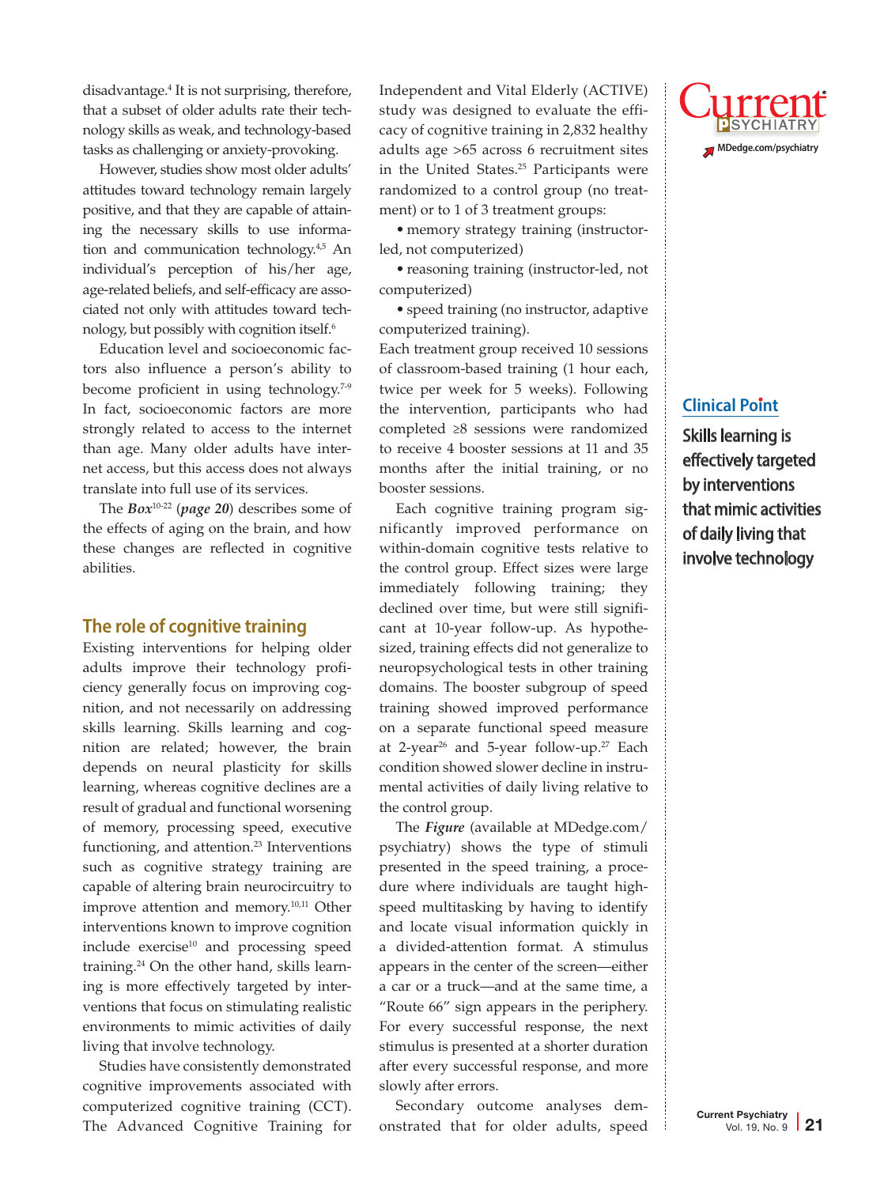disadvantage.[4] It is not surprising, therefore, that a subset of older adults rate their technology skills as weak, and technology-based tasks as challenging or anxiety-provoking.

However, studies show most older adults' attitudes toward technology remain largely positive, and that they are capable of attaining the necessary skills to use information and communication technology.[4,5] An individual's perception of his/her age, age-related beliefs, and self-efficacy are associated not only with attitudes toward technology, but possibly with cognition itself.[6]

Education level and socioeconomic factors also influence a person's ability to become proficient in using technology.[7-9] In fact, socioeconomic factors are more strongly related to access to the internet than age. Many older adults have internet access, but this access does not always translate into full use of its services.

The ***Box***[10-22] (***page 20***) describes some of the effects of aging on the brain, and how these changes are reflected in cognitive abilities.

## The role of cognitive training

Existing interventions for helping older adults improve their technology proficiency generally focus on improving cognition, and not necessarily on addressing skills learning. Skills learning and cognition are related; however, the brain depends on neural plasticity for skills learning, whereas cognitive declines are a result of gradual and functional worsening of memory, processing speed, executive functioning, and attention.[23] Interventions such as cognitive strategy training are capable of altering brain neurocircuitry to improve attention and memory.[10,11] Other interventions known to improve cognition include exercise[10] and processing speed training.[24] On the other hand, skills learning is more effectively targeted by interventions that focus on stimulating realistic environments to mimic activities of daily living that involve technology.

Studies have consistently demonstrated cognitive improvements associated with computerized cognitive training (CCT). The Advanced Cognitive Training for Independent and Vital Elderly (ACTIVE) study was designed to evaluate the efficacy of cognitive training in 2,832 healthy adults age >65 across 6 recruitment sites in the United States.[25] Participants were randomized to a control group (no treatment) or to 1 of 3 treatment groups:

- memory strategy training (instructor-led, not computerized)
- reasoning training (instructor-led, not computerized)
- speed training (no instructor, adaptive computerized training).

Each treatment group received 10 sessions of classroom-based training (1 hour each, twice per week for 5 weeks). Following the intervention, participants who had completed ≥8 sessions were randomized to receive 4 booster sessions at 11 and 35 months after the initial training, or no booster sessions.

Each cognitive training program significantly improved performance on within-domain cognitive tests relative to the control group. Effect sizes were large immediately following training; they declined over time, but were still significant at 10-year follow-up. As hypothesized, training effects did not generalize to neuropsychological tests in other training domains. The booster subgroup of speed training showed improved performance on a separate functional speed measure at 2-year[26] and 5-year follow-up.[27] Each condition showed slower decline in instrumental activities of daily living relative to the control group.

The ***Figure*** (available at MDedge.com/psychiatry) shows the type of stimuli presented in the speed training, a procedure where individuals are taught high-speed multitasking by having to identify and locate visual information quickly in a divided-attention format. A stimulus appears in the center of the screen—either a car or a truck—and at the same time, a "Route 66" sign appears in the periphery. For every successful response, the next stimulus is presented at a shorter duration after every successful response, and more slowly after errors.

Secondary outcome analyses demonstrated that for older adults, speed

**Clinical Point**

**Skills learning is effectively targeted by interventions that mimic activities of daily living that involve technology**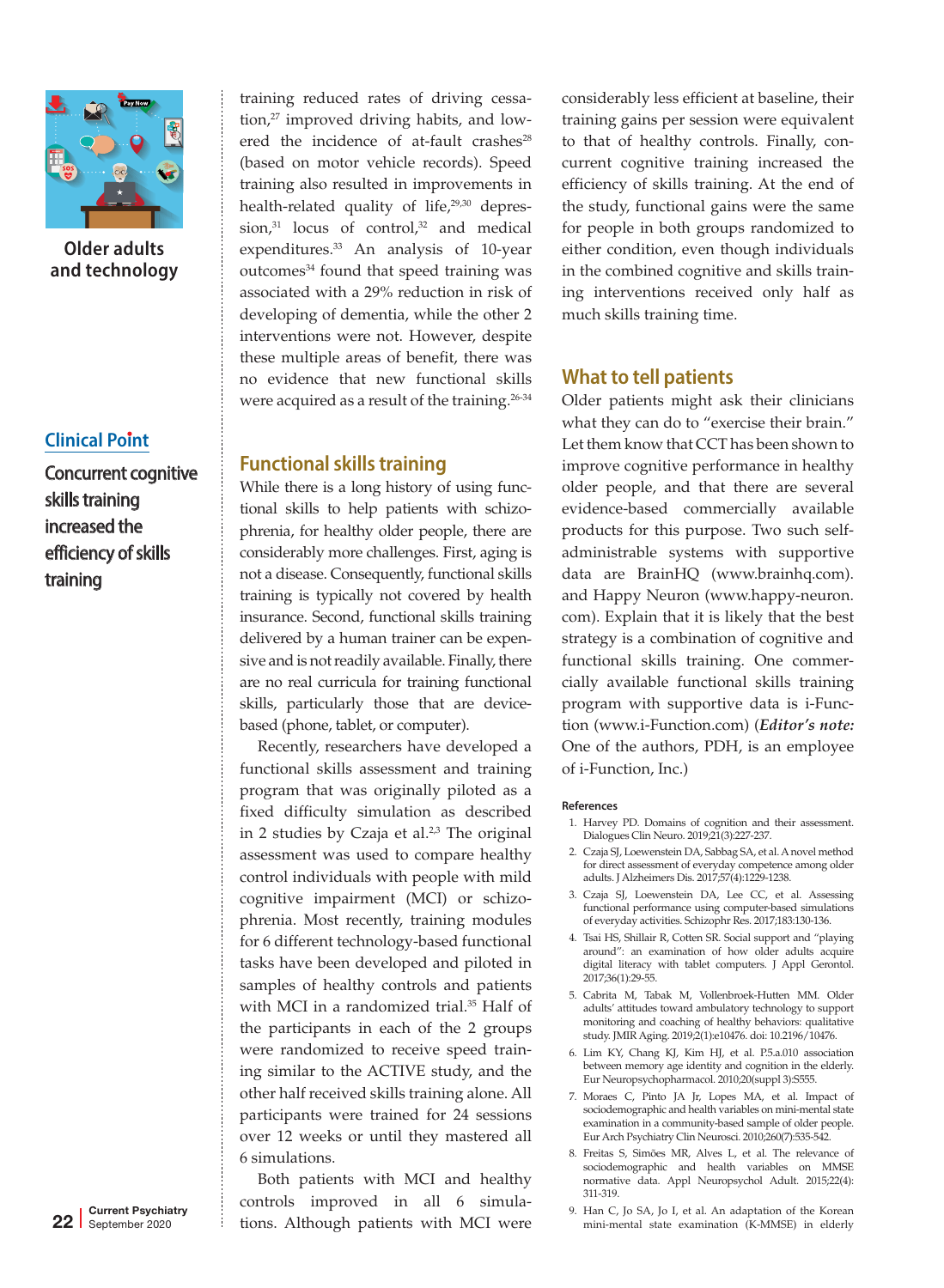training reduced rates of driving cessation,[27] improved driving habits, and lowered the incidence of at-fault crashes[28] (based on motor vehicle records). Speed training also resulted in improvements in health-related quality of life,[29,30] depression,[31] locus of control,[32] and medical expenditures.[33] An analysis of 10-year outcomes[34] found that speed training was associated with a 29% reduction in risk of developing of dementia, while the other 2 interventions were not. However, despite these multiple areas of benefit, there was no evidence that new functional skills were acquired as a result of the training.[26-34]

Older adults and technology

**Clinical Point**

**Concurrent cognitive skills training increased the efficiency of skills training**

## Functional skills training

While there is a long history of using functional skills to help patients with schizophrenia, for healthy older people, there are considerably more challenges. First, aging is not a disease. Consequently, functional skills training is typically not covered by health insurance. Second, functional skills training delivered by a human trainer can be expensive and is not readily available. Finally, there are no real curricula for training functional skills, particularly those that are device-based (phone, tablet, or computer).

Recently, researchers have developed a functional skills assessment and training program that was originally piloted as a fixed difficulty simulation as described in 2 studies by Czaja et al.[2,3] The original assessment was used to compare healthy control individuals with people with mild cognitive impairment (MCI) or schizophrenia. Most recently, training modules for 6 different technology-based functional tasks have been developed and piloted in samples of healthy controls and patients with MCI in a randomized trial.[35] Half of the participants in each of the 2 groups were randomized to receive speed training similar to the ACTIVE study, and the other half received skills training alone. All participants were trained for 24 sessions over 12 weeks or until they mastered all 6 simulations.

Both patients with MCI and healthy controls improved in all 6 simulations. Although patients with MCI were considerably less efficient at baseline, their training gains per session were equivalent to that of healthy controls. Finally, concurrent cognitive training increased the efficiency of skills training. At the end of the study, functional gains were the same for people in both groups randomized to either condition, even though individuals in the combined cognitive and skills training interventions received only half as much skills training time.

## What to tell patients

Older patients might ask their clinicians what they can do to "exercise their brain." Let them know that CCT has been shown to improve cognitive performance in healthy older people, and that there are several evidence-based commercially available products for this purpose. Two such self-administrable systems with supportive data are BrainHQ (www.brainhq.com). and Happy Neuron (www.happy-neuron.com). Explain that it is likely that the best strategy is a combination of cognitive and functional skills training. One commercially available functional skills training program with supportive data is i-Function (www.i-Function.com) (***Editor's note:*** One of the authors, PDH, is an employee of i-Function, Inc.)

### References

1. Harvey PD. Domains of cognition and their assessment. Dialogues Clin Neuro. 2019;21(3):227-237.
2. Czaja SJ, Loewenstein DA, Sabbag SA, et al. A novel method for direct assessment of everyday competence among older adults. J Alzheimers Dis. 2017;57(4):1229-1238.
3. Czaja SJ, Loewenstein DA, Lee CC, et al. Assessing functional performance using computer-based simulations of everyday activities. Schizophr Res. 2017;183:130-136.
4. Tsai HS, Shillair R, Cotten SR. Social support and "playing around": an examination of how older adults acquire digital literacy with tablet computers. J Appl Gerontol. 2017;36(1):29-55.
5. Cabrita M, Tabak M, Vollenbroek-Hutten MM. Older adults' attitudes toward ambulatory technology to support monitoring and coaching of healthy behaviors: qualitative study. JMIR Aging. 2019;2(1):e10476. doi: 10.2196/10476.
6. Lim KY, Chang KJ, Kim HJ, et al. P.5.a.010 association between memory age identity and cognition in the elderly. Eur Neuropsychopharmacol. 2010;20(suppl 3):S555.
7. Moraes C, Pinto JA Jr, Lopes MA, et al. Impact of sociodemographic and health variables on mini-mental state examination in a community-based sample of older people. Eur Arch Psychiatry Clin Neurosci. 2010;260(7):535-542.
8. Freitas S, Simões MR, Alves L, et al. The relevance of sociodemographic and health variables on MMSE normative data. Appl Neuropsychol Adult. 2015;22(4):311-319.
9. Han C, Jo SA, Jo I, et al. An adaptation of the Korean mini-mental state examination (K-MMSE) in elderly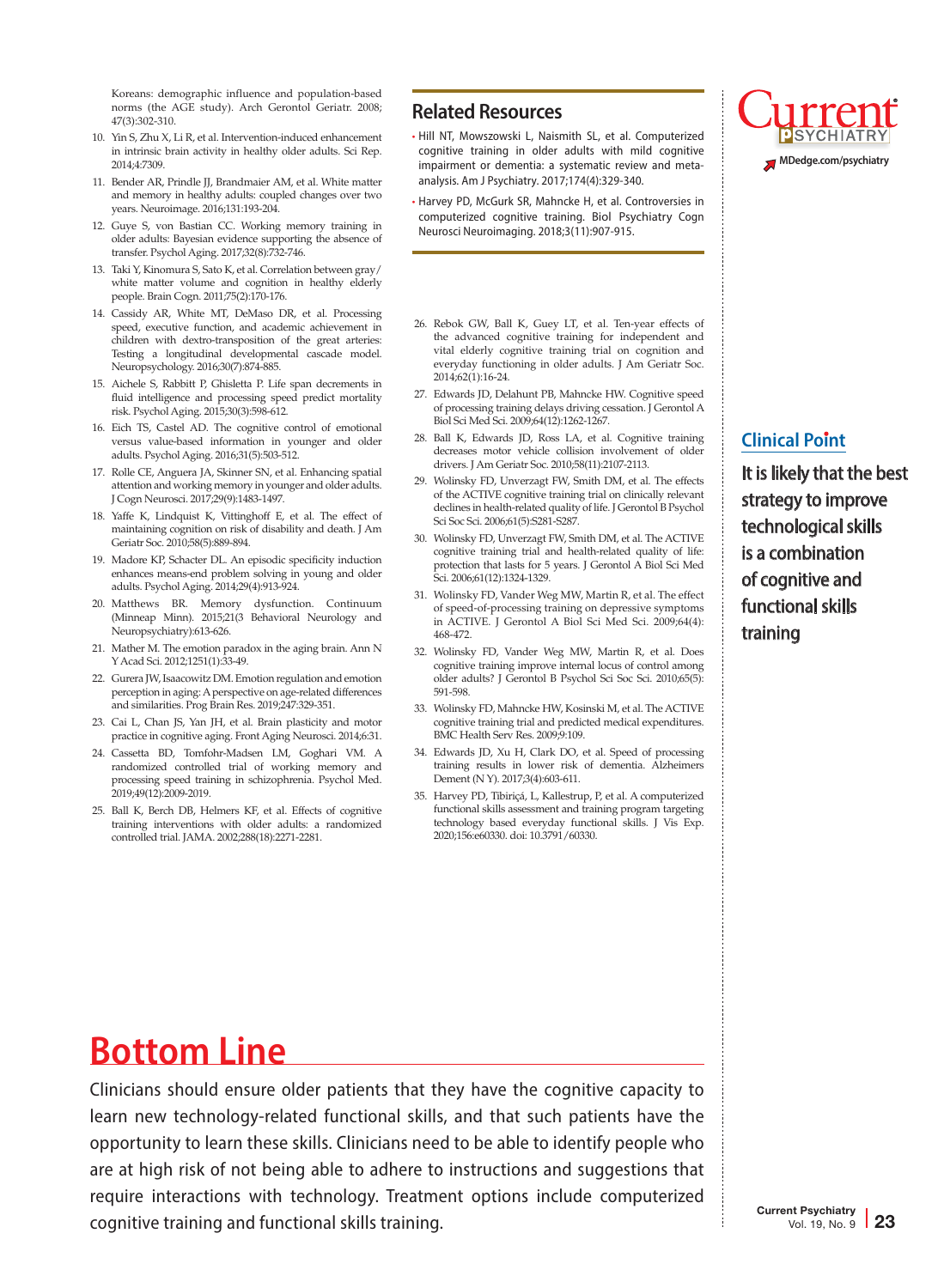Koreans: demographic influence and population-based norms (the AGE study). Arch Gerontol Geriatr. 2008;47(3):302-310.

10. Yin S, Zhu X, Li R, et al. Intervention-induced enhancement in intrinsic brain activity in healthy older adults. Sci Rep. 2014;4:7309.
11. Bender AR, Prindle JJ, Brandmaier AM, et al. White matter and memory in healthy adults: coupled changes over two years. Neuroimage. 2016;131:193-204.
12. Guye S, von Bastian CC. Working memory training in older adults: Bayesian evidence supporting the absence of transfer. Psychol Aging. 2017;32(8):732-746.
13. Taki Y, Kinomura S, Sato K, et al. Correlation between gray/white matter volume and cognition in healthy elderly people. Brain Cogn. 2011;75(2):170-176.
14. Cassidy AR, White MT, DeMaso DR, et al. Processing speed, executive function, and academic achievement in children with dextro-transposition of the great arteries: Testing a longitudinal developmental cascade model. Neuropsychology. 2016;30(7):874-885.
15. Aichele S, Rabbitt P, Ghisletta P. Life span decrements in fluid intelligence and processing speed predict mortality risk. Psychol Aging. 2015;30(3):598-612.
16. Eich TS, Castel AD. The cognitive control of emotional versus value-based information in younger and older adults. Psychol Aging. 2016;31(5):503-512.
17. Rolle CE, Anguera JA, Skinner SN, et al. Enhancing spatial attention and working memory in younger and older adults. J Cogn Neurosci. 2017;29(9):1483-1497.
18. Yaffe K, Lindquist K, Vittinghoff E, et al. The effect of maintaining cognition on risk of disability and death. J Am Geriatr Soc. 2010;58(5):889-894.
19. Madore KP, Schacter DL. An episodic specificity induction enhances means-end problem solving in young and older adults. Psychol Aging. 2014;29(4):913-924.
20. Matthews BR. Memory dysfunction. Continuum (Minneap Minn). 2015;21(3 Behavioral Neurology and Neuropsychiatry):613-626.
21. Mather M. The emotion paradox in the aging brain. Ann N Y Acad Sci. 2012;1251(1):33-49.
22. Gurera JW, Isaacowitz DM. Emotion regulation and emotion perception in aging: A perspective on age-related differences and similarities. Prog Brain Res. 2019;247:329-351.
23. Cai L, Chan JS, Yan JH, et al. Brain plasticity and motor practice in cognitive aging. Front Aging Neurosci. 2014;6:31.
24. Cassetta BD, Tomfohr-Madsen LM, Goghari VM. A randomized controlled trial of working memory and processing speed training in schizophrenia. Psychol Med. 2019;49(12):2009-2019.
25. Ball K, Berch DB, Helmers KF, et al. Effects of cognitive training interventions with older adults: a randomized controlled trial. JAMA. 2002;288(18):2271-2281.
26. Rebok GW, Ball K, Guey LT, et al. Ten-year effects of the advanced cognitive training for independent and vital elderly cognitive training trial on cognition and everyday functioning in older adults. J Am Geriatr Soc. 2014;62(1):16-24.
27. Edwards JD, Delahunt PB, Mahncke HW. Cognitive speed of processing training delays driving cessation. J Gerontol A Biol Sci Med Sci. 2009;64(12):1262-1267.
28. Ball K, Edwards JD, Ross LA, et al. Cognitive training decreases motor vehicle collision involvement of older drivers. J Am Geriatr Soc. 2010;58(11):2107-2113.
29. Wolinsky FD, Unverzagt FW, Smith DM, et al. The effects of the ACTIVE cognitive training trial on clinically relevant declines in health-related quality of life. J Gerontol B Psychol Sci Soc Sci. 2006;61(5):S281-S287.
30. Wolinsky FD, Unverzagt FW, Smith DM, et al. The ACTIVE cognitive training trial and health-related quality of life: protection that lasts for 5 years. J Gerontol A Biol Sci Med Sci. 2006;61(12):1324-1329.
31. Wolinsky FD, Vander Weg MW, Martin R, et al. The effect of speed-of-processing training on depressive symptoms in ACTIVE. J Gerontol A Biol Sci Med Sci. 2009;64(4):468-472.
32. Wolinsky FD, Vander Weg MW, Martin R, et al. Does cognitive training improve internal locus of control among older adults? J Gerontol B Psychol Sci Soc Sci. 2010;65(5):591-598.
33. Wolinsky FD, Mahncke HW, Kosinski M, et al. The ACTIVE cognitive training trial and predicted medical expenditures. BMC Health Serv Res. 2009;9:109.
34. Edwards JD, Xu H, Clark DO, et al. Speed of processing training results in lower risk of dementia. Alzheimers Dement (N Y). 2017;3(4):603-611.
35. Harvey PD, Tibiriçá, L, Kallestrup, P, et al. A computerized functional skills assessment and training program targeting technology based everyday functional skills. J Vis Exp. 2020;156:e60330. doi: 10.3791/60330.

## Related Resources

- Hill NT, Mowszowski L, Naismith SL, et al. Computerized cognitive training in older adults with mild cognitive impairment or dementia: a systematic review and meta-analysis. Am J Psychiatry. 2017;174(4):329-340.
- Harvey PD, McGurk SR, Mahncke H, et al. Controversies in computerized cognitive training. Biol Psychiatry Cogn Neurosci Neuroimaging. 2018;3(11):907-915.

**Clinical Point**

**It is likely that the best strategy to improve technological skills is a combination of cognitive and functional skills training**

## Bottom Line

Clinicians should ensure older patients that they have the cognitive capacity to learn new technology-related functional skills, and that such patients have the opportunity to learn these skills. Clinicians need to be able to identify people who are at high risk of not being able to adhere to instructions and suggestions that require interactions with technology. Treatment options include computerized cognitive training and functional skills training.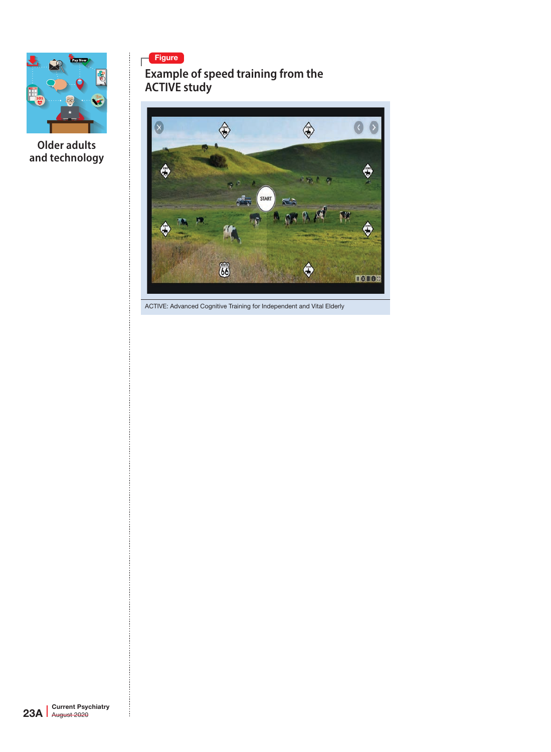Older adults and technology

Figure

## Example of speed training from the ACTIVE study

ACTIVE: Advanced Cognitive Training for Independent and Vital Elderly